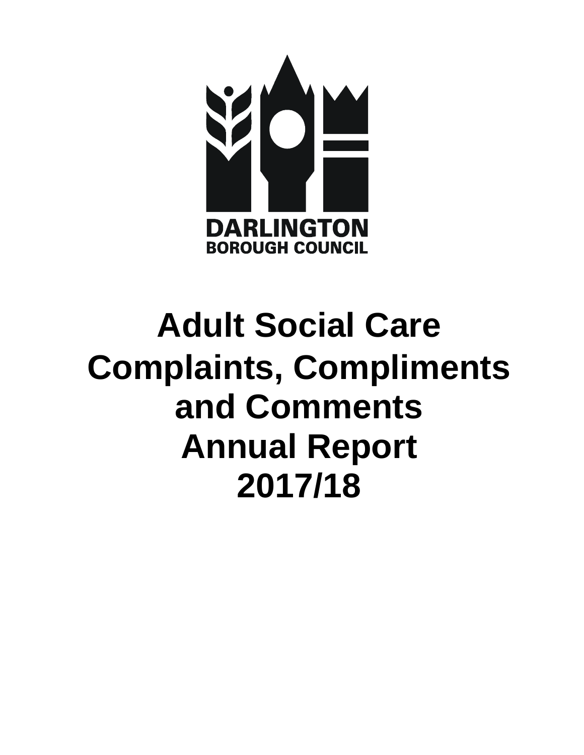DARLINGTON
BOROUGH COUNCIL

# Adult Social Care Complaints, Compliments and Comments Annual Report 2017/18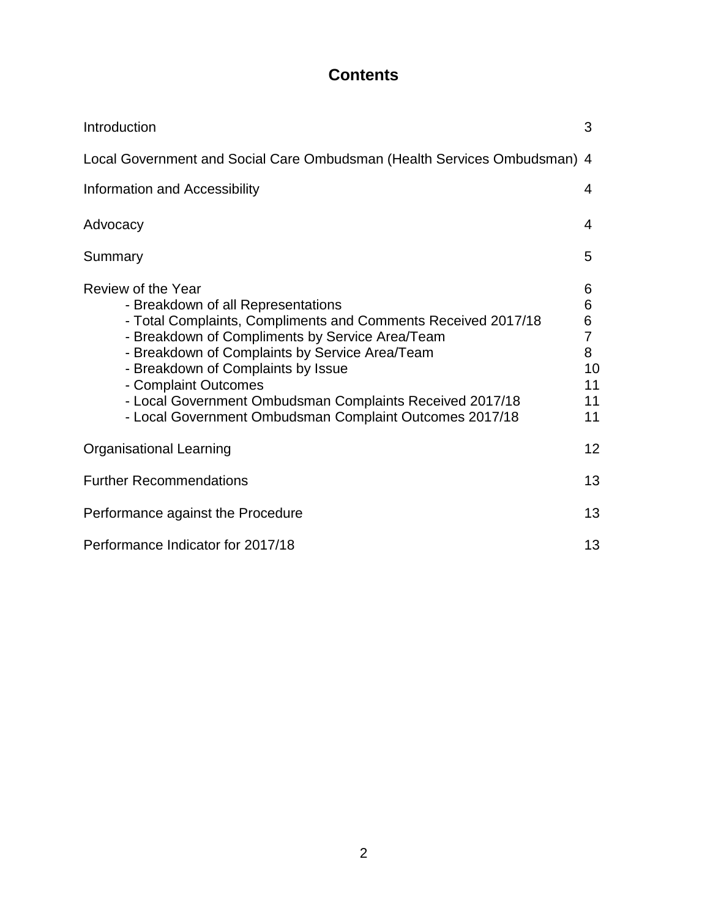# Contents

| | |
|---|---|
| Introduction | 3 |
| Local Government and Social Care Ombudsman (Health Services Ombudsman) | 4 |
| Information and Accessibility | 4 |
| Advocacy | 4 |
| Summary | 5 |
| Review of the Year | 6 |
| - Breakdown of all Representations | 6 |
| - Total Complaints, Compliments and Comments Received 2017/18 | 6 |
| - Breakdown of Compliments by Service Area/Team | 7 |
| - Breakdown of Complaints by Service Area/Team | 8 |
| - Breakdown of Complaints by Issue | 10 |
| - Complaint Outcomes | 11 |
| - Local Government Ombudsman Complaints Received 2017/18 | 11 |
| - Local Government Ombudsman Complaint Outcomes 2017/18 | 11 |
| Organisational Learning | 12 |
| Further Recommendations | 13 |
| Performance against the Procedure | 13 |
| Performance Indicator for 2017/18 | 13 |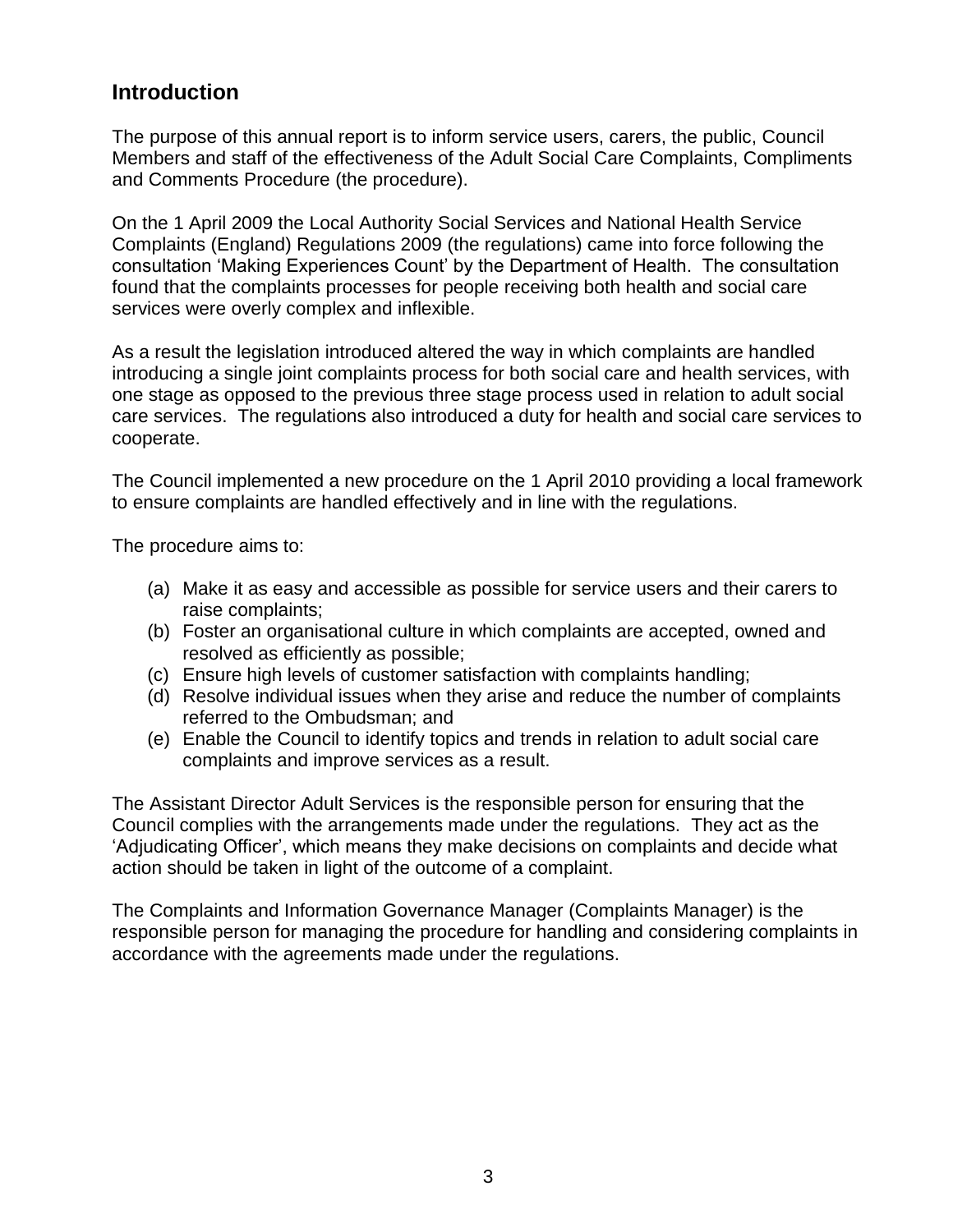## Introduction

The purpose of this annual report is to inform service users, carers, the public, Council Members and staff of the effectiveness of the Adult Social Care Complaints, Compliments and Comments Procedure (the procedure).

On the 1 April 2009 the Local Authority Social Services and National Health Service Complaints (England) Regulations 2009 (the regulations) came into force following the consultation 'Making Experiences Count' by the Department of Health. The consultation found that the complaints processes for people receiving both health and social care services were overly complex and inflexible.

As a result the legislation introduced altered the way in which complaints are handled introducing a single joint complaints process for both social care and health services, with one stage as opposed to the previous three stage process used in relation to adult social care services. The regulations also introduced a duty for health and social care services to cooperate.

The Council implemented a new procedure on the 1 April 2010 providing a local framework to ensure complaints are handled effectively and in line with the regulations.

The procedure aims to:

(a) Make it as easy and accessible as possible for service users and their carers to raise complaints;
(b) Foster an organisational culture in which complaints are accepted, owned and resolved as efficiently as possible;
(c) Ensure high levels of customer satisfaction with complaints handling;
(d) Resolve individual issues when they arise and reduce the number of complaints referred to the Ombudsman; and
(e) Enable the Council to identify topics and trends in relation to adult social care complaints and improve services as a result.

The Assistant Director Adult Services is the responsible person for ensuring that the Council complies with the arrangements made under the regulations. They act as the 'Adjudicating Officer', which means they make decisions on complaints and decide what action should be taken in light of the outcome of a complaint.

The Complaints and Information Governance Manager (Complaints Manager) is the responsible person for managing the procedure for handling and considering complaints in accordance with the agreements made under the regulations.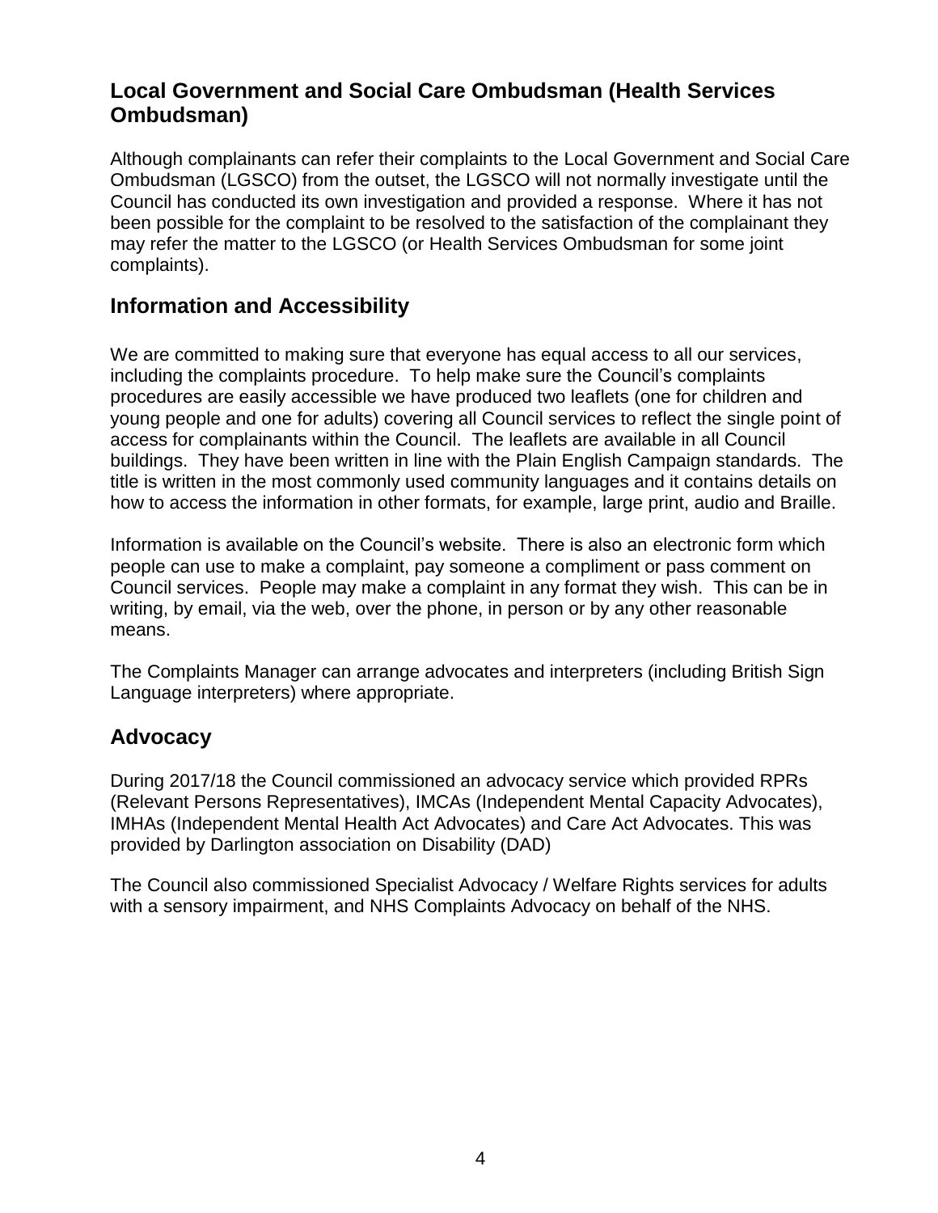## Local Government and Social Care Ombudsman (Health Services Ombudsman)

Although complainants can refer their complaints to the Local Government and Social Care Ombudsman (LGSCO) from the outset, the LGSCO will not normally investigate until the Council has conducted its own investigation and provided a response. Where it has not been possible for the complaint to be resolved to the satisfaction of the complainant they may refer the matter to the LGSCO (or Health Services Ombudsman for some joint complaints).

## Information and Accessibility

We are committed to making sure that everyone has equal access to all our services, including the complaints procedure. To help make sure the Council's complaints procedures are easily accessible we have produced two leaflets (one for children and young people and one for adults) covering all Council services to reflect the single point of access for complainants within the Council. The leaflets are available in all Council buildings. They have been written in line with the Plain English Campaign standards. The title is written in the most commonly used community languages and it contains details on how to access the information in other formats, for example, large print, audio and Braille.

Information is available on the Council's website. There is also an electronic form which people can use to make a complaint, pay someone a compliment or pass comment on Council services. People may make a complaint in any format they wish. This can be in writing, by email, via the web, over the phone, in person or by any other reasonable means.

The Complaints Manager can arrange advocates and interpreters (including British Sign Language interpreters) where appropriate.

## Advocacy

During 2017/18 the Council commissioned an advocacy service which provided RPRs (Relevant Persons Representatives), IMCAs (Independent Mental Capacity Advocates), IMHAs (Independent Mental Health Act Advocates) and Care Act Advocates. This was provided by Darlington association on Disability (DAD)

The Council also commissioned Specialist Advocacy / Welfare Rights services for adults with a sensory impairment, and NHS Complaints Advocacy on behalf of the NHS.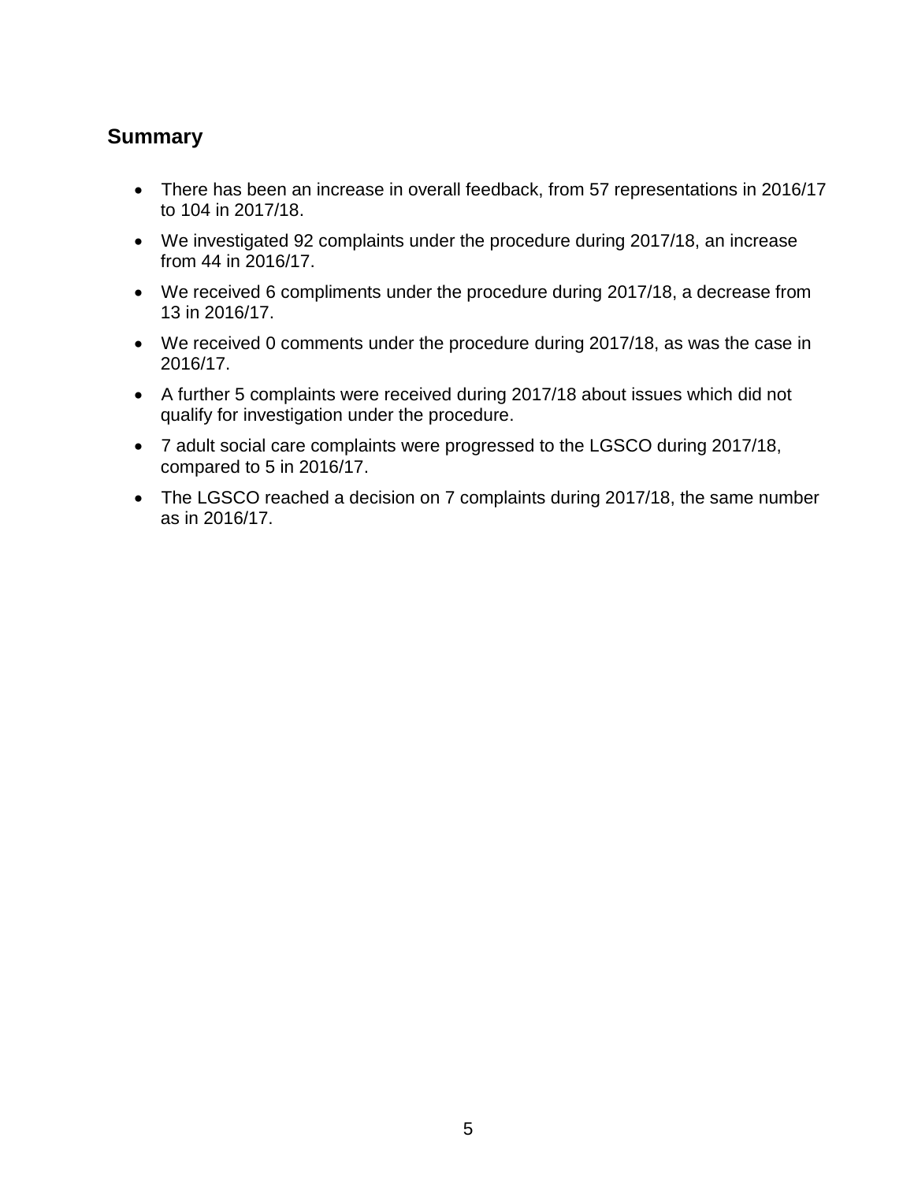## Summary

- There has been an increase in overall feedback, from 57 representations in 2016/17 to 104 in 2017/18.
- We investigated 92 complaints under the procedure during 2017/18, an increase from 44 in 2016/17.
- We received 6 compliments under the procedure during 2017/18, a decrease from 13 in 2016/17.
- We received 0 comments under the procedure during 2017/18, as was the case in 2016/17.
- A further 5 complaints were received during 2017/18 about issues which did not qualify for investigation under the procedure.
- 7 adult social care complaints were progressed to the LGSCO during 2017/18, compared to 5 in 2016/17.
- The LGSCO reached a decision on 7 complaints during 2017/18, the same number as in 2016/17.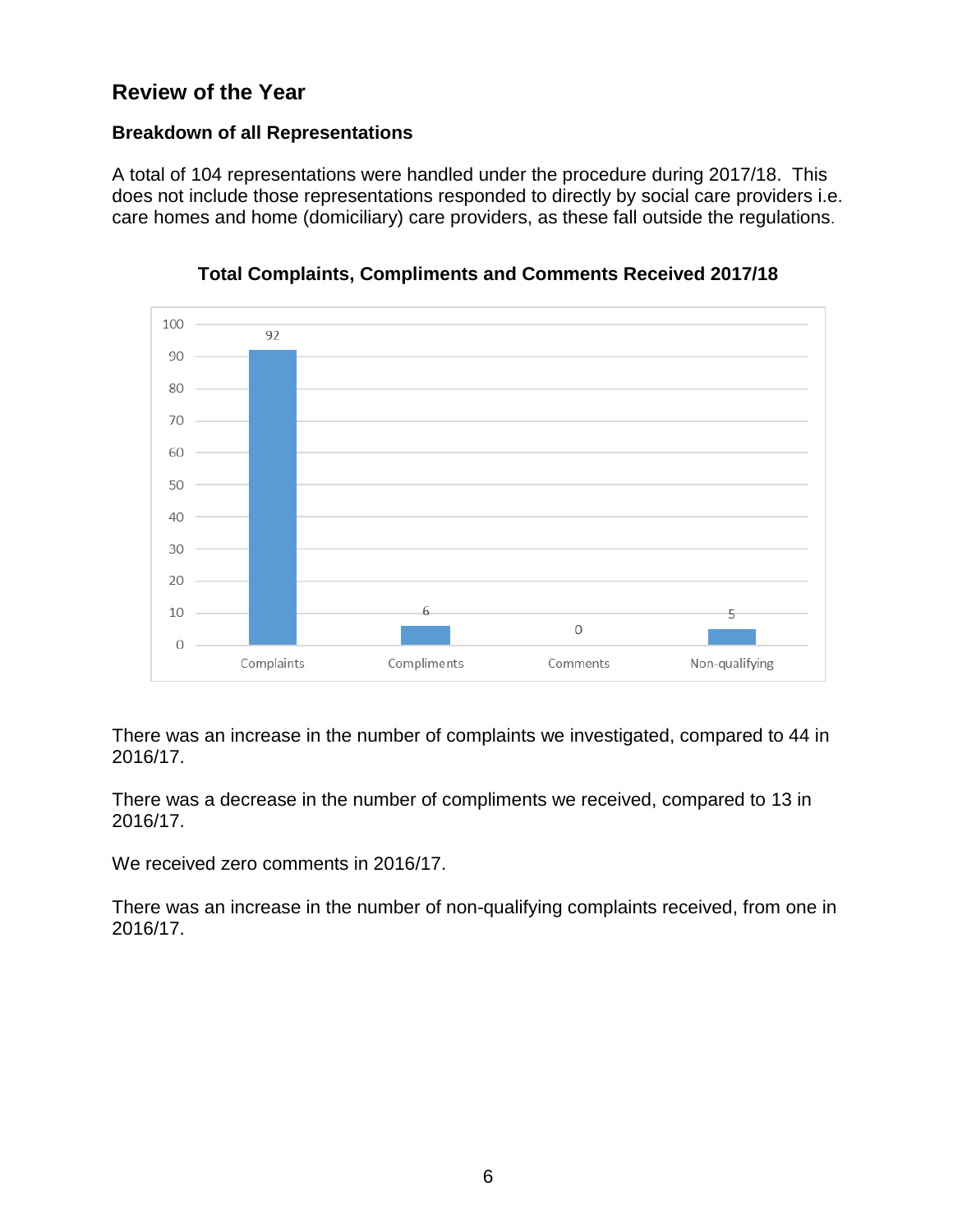## Review of the Year

### Breakdown of all Representations

A total of 104 representations were handled under the procedure during 2017/18. This does not include those representations responded to directly by social care providers i.e. care homes and home (domiciliary) care providers, as these fall outside the regulations.

**Total Complaints, Compliments and Comments Received 2017/18**

| Category | Number |
| --- | --- |
| Complaints | 92 |
| Compliments | 6 |
| Comments | 0 |
| Non-qualifying | 5 |

There was an increase in the number of complaints we investigated, compared to 44 in 2016/17.

There was a decrease in the number of compliments we received, compared to 13 in 2016/17.

We received zero comments in 2016/17.

There was an increase in the number of non-qualifying complaints received, from one in 2016/17.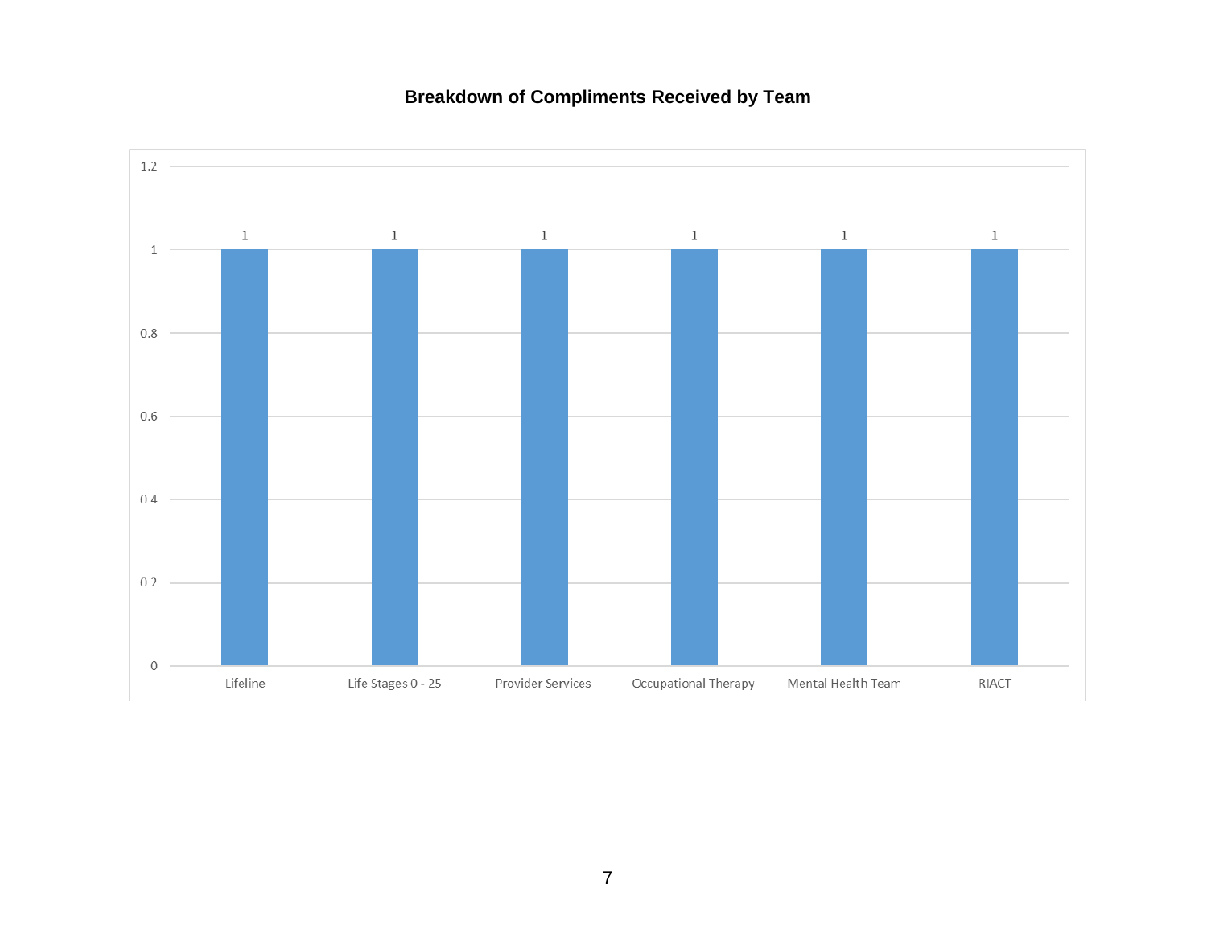**Breakdown of Compliments Received by Team**

| Team | Compliments |
|---|---|
| Lifeline | 1 |
| Life Stages 0 - 25 | 1 |
| Provider Services | 1 |
| Occupational Therapy | 1 |
| Mental Health Team | 1 |
| RIACT | 1 |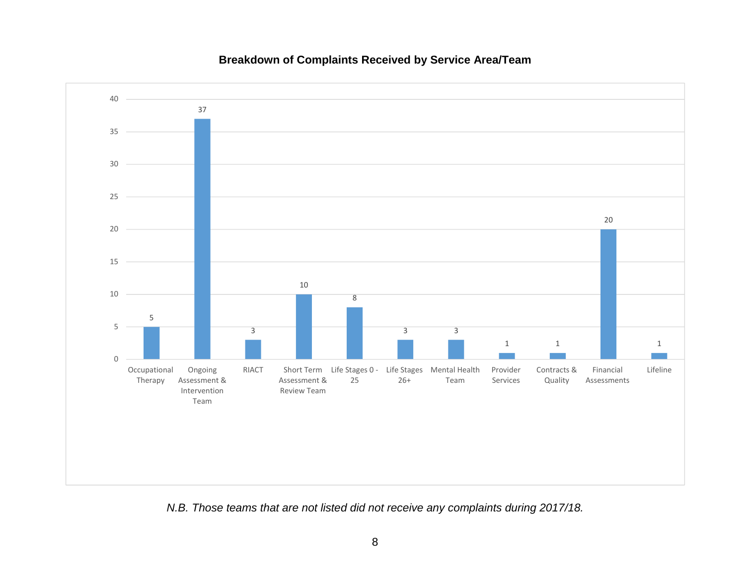**Breakdown of Complaints Received by Service Area/Team**

| Service Area/Team | Complaints |
|---|---|
| Occupational Therapy | 5 |
| Ongoing Assessment & Intervention Team | 37 |
| RIACT | 3 |
| Short Term Assessment & Review Team | 10 |
| Life Stages 0 - 25 | 8 |
| Life Stages 26+ | 3 |
| Mental Health Team | 3 |
| Provider Services | 1 |
| Contracts & Quality | 1 |
| Financial Assessments | 20 |
| Lifeline | 1 |

*N.B. Those teams that are not listed did not receive any complaints during 2017/18.*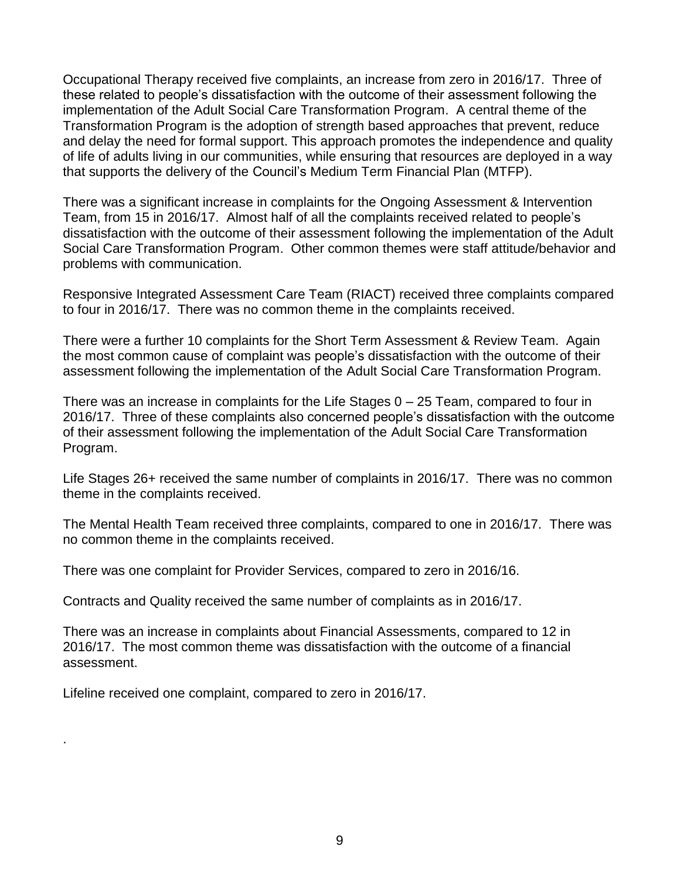Occupational Therapy received five complaints, an increase from zero in 2016/17. Three of these related to people's dissatisfaction with the outcome of their assessment following the implementation of the Adult Social Care Transformation Program. A central theme of the Transformation Program is the adoption of strength based approaches that prevent, reduce and delay the need for formal support. This approach promotes the independence and quality of life of adults living in our communities, while ensuring that resources are deployed in a way that supports the delivery of the Council's Medium Term Financial Plan (MTFP).

There was a significant increase in complaints for the Ongoing Assessment & Intervention Team, from 15 in 2016/17. Almost half of all the complaints received related to people's dissatisfaction with the outcome of their assessment following the implementation of the Adult Social Care Transformation Program. Other common themes were staff attitude/behavior and problems with communication.

Responsive Integrated Assessment Care Team (RIACT) received three complaints compared to four in 2016/17. There was no common theme in the complaints received.

There were a further 10 complaints for the Short Term Assessment & Review Team. Again the most common cause of complaint was people's dissatisfaction with the outcome of their assessment following the implementation of the Adult Social Care Transformation Program.

There was an increase in complaints for the Life Stages 0 – 25 Team, compared to four in 2016/17. Three of these complaints also concerned people's dissatisfaction with the outcome of their assessment following the implementation of the Adult Social Care Transformation Program.

Life Stages 26+ received the same number of complaints in 2016/17. There was no common theme in the complaints received.

The Mental Health Team received three complaints, compared to one in 2016/17. There was no common theme in the complaints received.

There was one complaint for Provider Services, compared to zero in 2016/16.

Contracts and Quality received the same number of complaints as in 2016/17.

There was an increase in complaints about Financial Assessments, compared to 12 in 2016/17. The most common theme was dissatisfaction with the outcome of a financial assessment.

Lifeline received one complaint, compared to zero in 2016/17.

.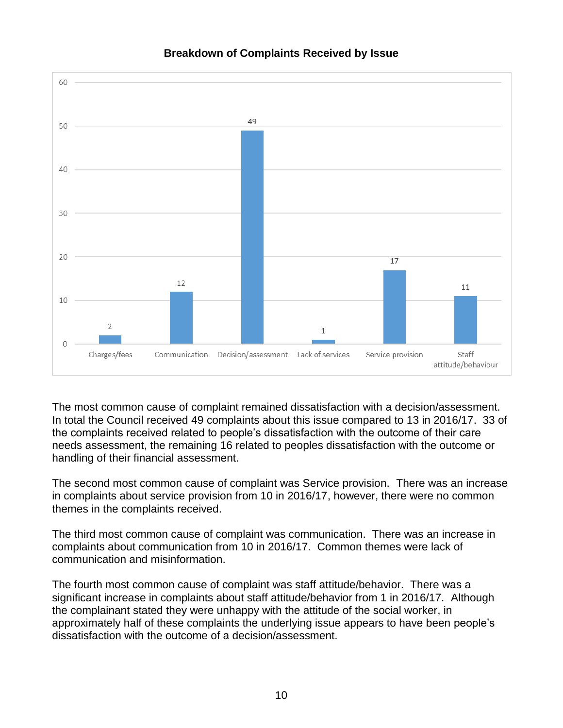**Breakdown of Complaints Received by Issue**

| Issue | Number |
| --- | --- |
| Charges/fees | 2 |
| Communication | 12 |
| Decision/assessment | 49 |
| Lack of services | 1 |
| Service provision | 17 |
| Staff attitude/behaviour | 11 |

The most common cause of complaint remained dissatisfaction with a decision/assessment. In total the Council received 49 complaints about this issue compared to 13 in 2016/17. 33 of the complaints received related to people's dissatisfaction with the outcome of their care needs assessment, the remaining 16 related to peoples dissatisfaction with the outcome or handling of their financial assessment.

The second most common cause of complaint was Service provision. There was an increase in complaints about service provision from 10 in 2016/17, however, there were no common themes in the complaints received.

The third most common cause of complaint was communication. There was an increase in complaints about communication from 10 in 2016/17. Common themes were lack of communication and misinformation.

The fourth most common cause of complaint was staff attitude/behavior. There was a significant increase in complaints about staff attitude/behavior from 1 in 2016/17. Although the complainant stated they were unhappy with the attitude of the social worker, in approximately half of these complaints the underlying issue appears to have been people's dissatisfaction with the outcome of a decision/assessment.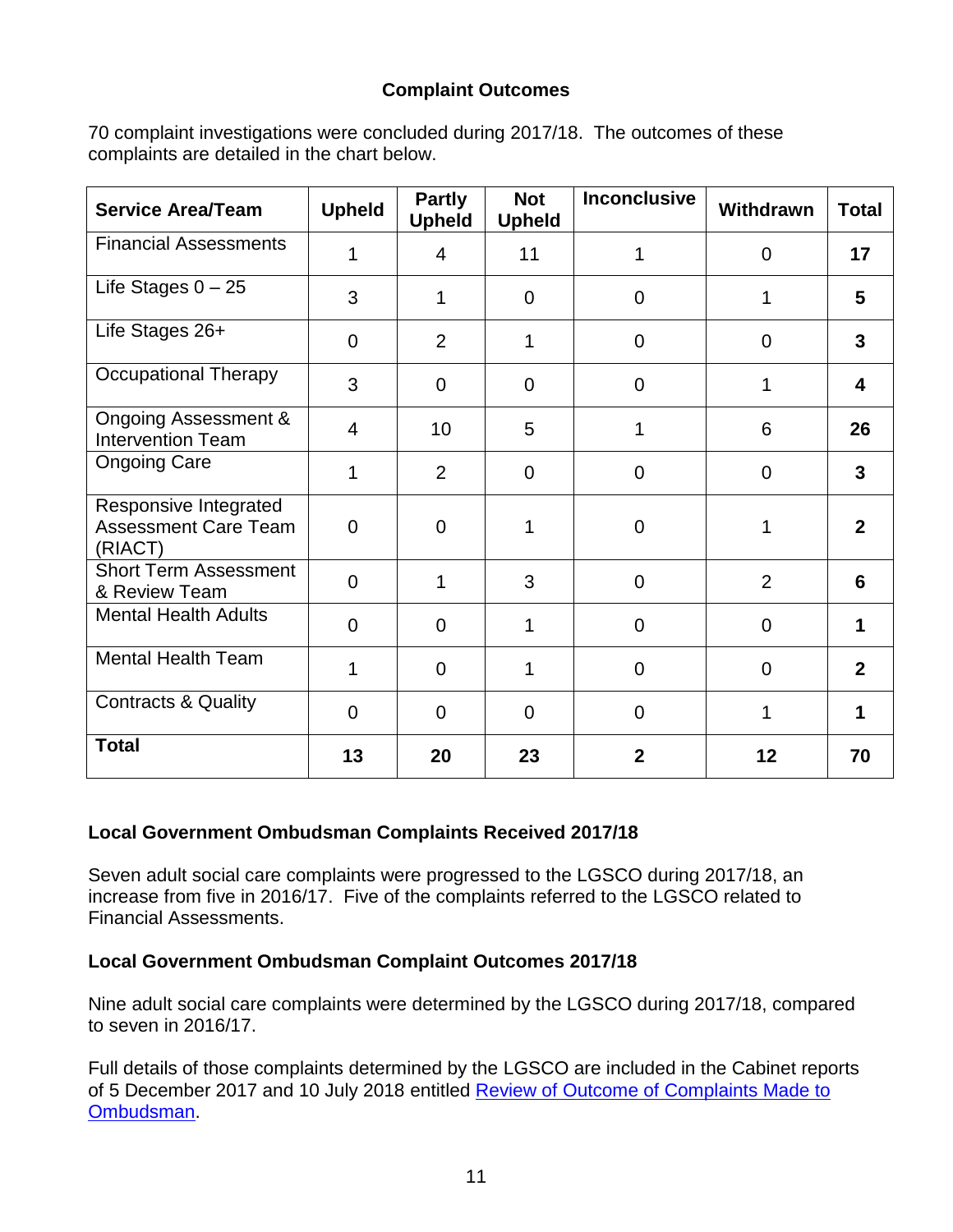## Complaint Outcomes

70 complaint investigations were concluded during 2017/18. The outcomes of these complaints are detailed in the chart below.

| Service Area/Team | Upheld | Partly Upheld | Not Upheld | Inconclusive | Withdrawn | Total |
|---|---|---|---|---|---|---|
| Financial Assessments | 1 | 4 | 11 | 1 | 0 | **17** |
| Life Stages 0 – 25 | 3 | 1 | 0 | 0 | 1 | **5** |
| Life Stages 26+ | 0 | 2 | 1 | 0 | 0 | **3** |
| Occupational Therapy | 3 | 0 | 0 | 0 | 1 | **4** |
| Ongoing Assessment & Intervention Team | 4 | 10 | 5 | 1 | 6 | **26** |
| Ongoing Care | 1 | 2 | 0 | 0 | 0 | **3** |
| Responsive Integrated Assessment Care Team (RIACT) | 0 | 0 | 1 | 0 | 1 | **2** |
| Short Term Assessment & Review Team | 0 | 1 | 3 | 0 | 2 | **6** |
| Mental Health Adults | 0 | 0 | 1 | 0 | 0 | **1** |
| Mental Health Team | 1 | 0 | 1 | 0 | 0 | **2** |
| Contracts & Quality | 0 | 0 | 0 | 0 | 1 | **1** |
| **Total** | **13** | **20** | **23** | **2** | **12** | **70** |

### Local Government Ombudsman Complaints Received 2017/18

Seven adult social care complaints were progressed to the LGSCO during 2017/18, an increase from five in 2016/17. Five of the complaints referred to the LGSCO related to Financial Assessments.

### Local Government Ombudsman Complaint Outcomes 2017/18

Nine adult social care complaints were determined by the LGSCO during 2017/18, compared to seven in 2016/17.

Full details of those complaints determined by the LGSCO are included in the Cabinet reports of 5 December 2017 and 10 July 2018 entitled Review of Outcome of Complaints Made to Ombudsman.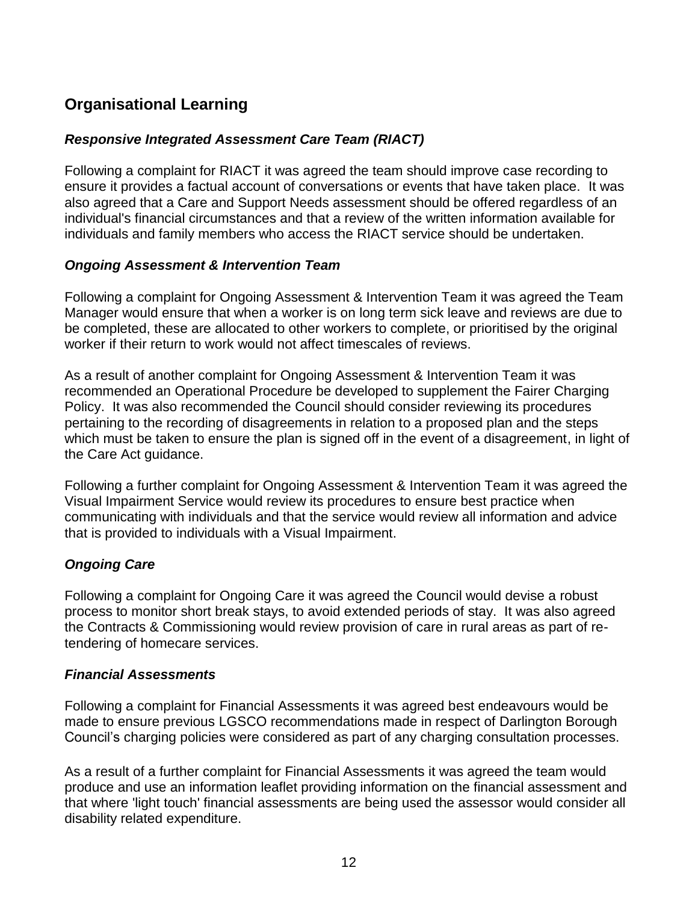## Organisational Learning

### *Responsive Integrated Assessment Care Team (RIACT)*

Following a complaint for RIACT it was agreed the team should improve case recording to ensure it provides a factual account of conversations or events that have taken place. It was also agreed that a Care and Support Needs assessment should be offered regardless of an individual's financial circumstances and that a review of the written information available for individuals and family members who access the RIACT service should be undertaken.

### *Ongoing Assessment & Intervention Team*

Following a complaint for Ongoing Assessment & Intervention Team it was agreed the Team Manager would ensure that when a worker is on long term sick leave and reviews are due to be completed, these are allocated to other workers to complete, or prioritised by the original worker if their return to work would not affect timescales of reviews.

As a result of another complaint for Ongoing Assessment & Intervention Team it was recommended an Operational Procedure be developed to supplement the Fairer Charging Policy. It was also recommended the Council should consider reviewing its procedures pertaining to the recording of disagreements in relation to a proposed plan and the steps which must be taken to ensure the plan is signed off in the event of a disagreement, in light of the Care Act guidance.

Following a further complaint for Ongoing Assessment & Intervention Team it was agreed the Visual Impairment Service would review its procedures to ensure best practice when communicating with individuals and that the service would review all information and advice that is provided to individuals with a Visual Impairment.

### *Ongoing Care*

Following a complaint for Ongoing Care it was agreed the Council would devise a robust process to monitor short break stays, to avoid extended periods of stay. It was also agreed the Contracts & Commissioning would review provision of care in rural areas as part of re-tendering of homecare services.

### *Financial Assessments*

Following a complaint for Financial Assessments it was agreed best endeavours would be made to ensure previous LGSCO recommendations made in respect of Darlington Borough Council's charging policies were considered as part of any charging consultation processes.

As a result of a further complaint for Financial Assessments it was agreed the team would produce and use an information leaflet providing information on the financial assessment and that where 'light touch' financial assessments are being used the assessor would consider all disability related expenditure.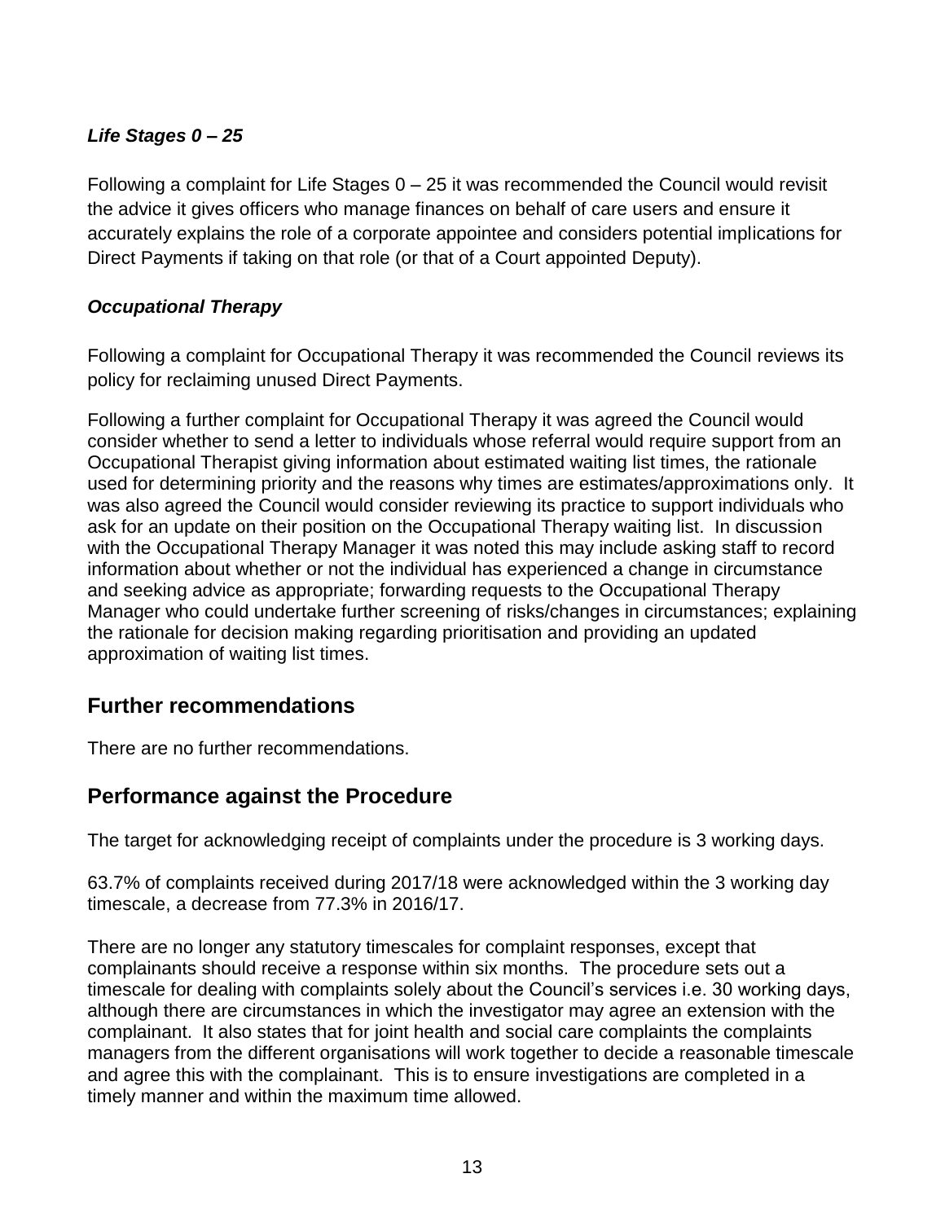### *Life Stages 0 – 25*

Following a complaint for Life Stages 0 – 25 it was recommended the Council would revisit the advice it gives officers who manage finances on behalf of care users and ensure it accurately explains the role of a corporate appointee and considers potential implications for Direct Payments if taking on that role (or that of a Court appointed Deputy).

### *Occupational Therapy*

Following a complaint for Occupational Therapy it was recommended the Council reviews its policy for reclaiming unused Direct Payments.

Following a further complaint for Occupational Therapy it was agreed the Council would consider whether to send a letter to individuals whose referral would require support from an Occupational Therapist giving information about estimated waiting list times, the rationale used for determining priority and the reasons why times are estimates/approximations only. It was also agreed the Council would consider reviewing its practice to support individuals who ask for an update on their position on the Occupational Therapy waiting list. In discussion with the Occupational Therapy Manager it was noted this may include asking staff to record information about whether or not the individual has experienced a change in circumstance and seeking advice as appropriate; forwarding requests to the Occupational Therapy Manager who could undertake further screening of risks/changes in circumstances; explaining the rationale for decision making regarding prioritisation and providing an updated approximation of waiting list times.

## Further recommendations

There are no further recommendations.

## Performance against the Procedure

The target for acknowledging receipt of complaints under the procedure is 3 working days.

63.7% of complaints received during 2017/18 were acknowledged within the 3 working day timescale, a decrease from 77.3% in 2016/17.

There are no longer any statutory timescales for complaint responses, except that complainants should receive a response within six months. The procedure sets out a timescale for dealing with complaints solely about the Council's services i.e. 30 working days, although there are circumstances in which the investigator may agree an extension with the complainant. It also states that for joint health and social care complaints the complaints managers from the different organisations will work together to decide a reasonable timescale and agree this with the complainant. This is to ensure investigations are completed in a timely manner and within the maximum time allowed.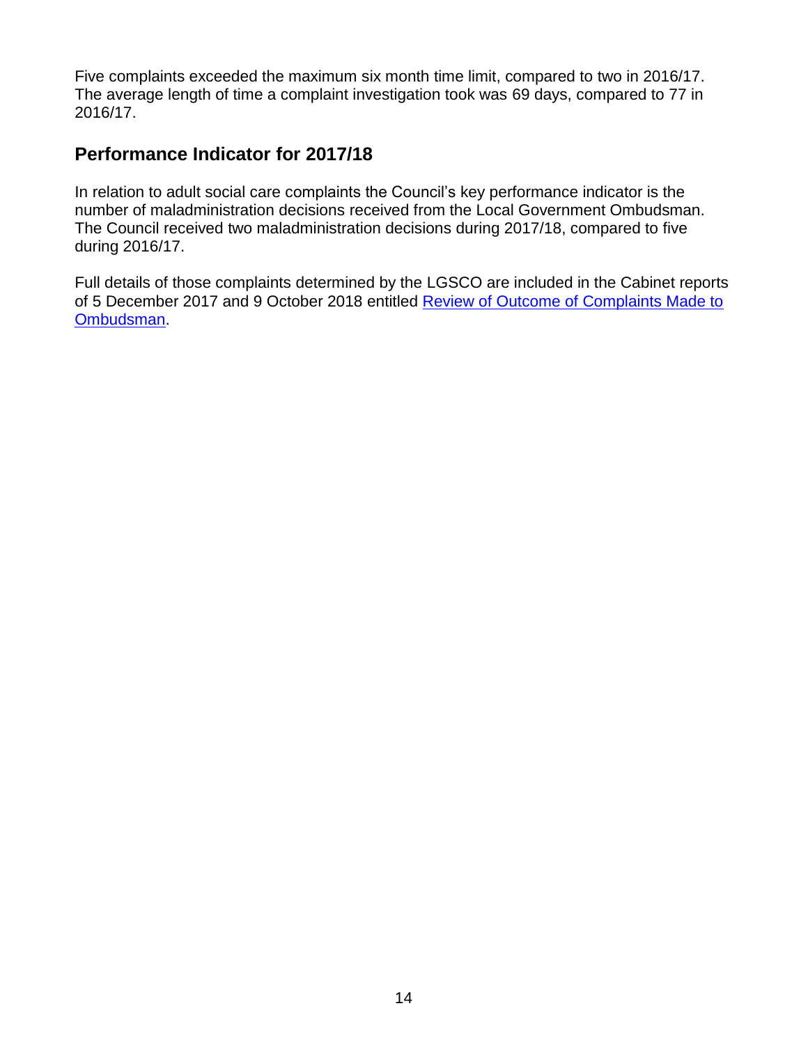Five complaints exceeded the maximum six month time limit, compared to two in 2016/17. The average length of time a complaint investigation took was 69 days, compared to 77 in 2016/17.

## Performance Indicator for 2017/18

In relation to adult social care complaints the Council's key performance indicator is the number of maladministration decisions received from the Local Government Ombudsman. The Council received two maladministration decisions during 2017/18, compared to five during 2016/17.

Full details of those complaints determined by the LGSCO are included in the Cabinet reports of 5 December 2017 and 9 October 2018 entitled Review of Outcome of Complaints Made to Ombudsman.